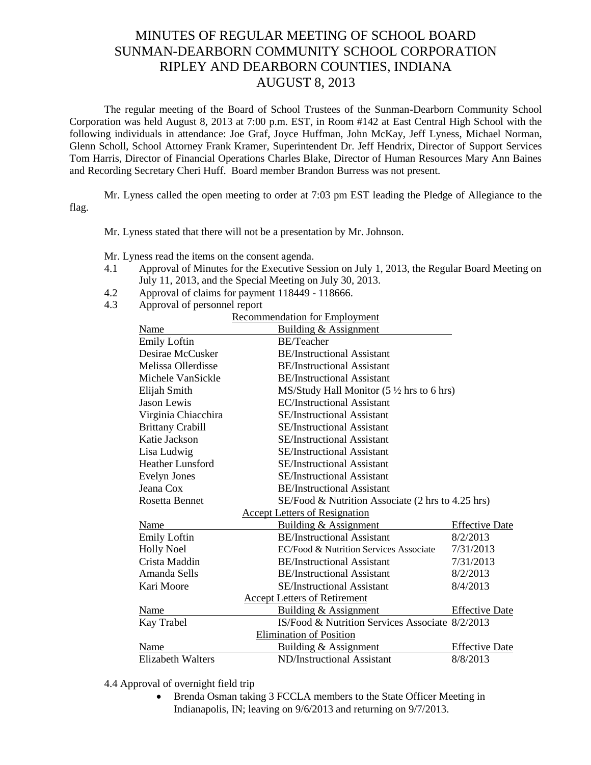# MINUTES OF REGULAR MEETING OF SCHOOL BOARD
# SUNMAN-DEARBORN COMMUNITY SCHOOL CORPORATION
# RIPLEY AND DEARBORN COUNTIES, INDIANA
# AUGUST 8, 2013

The regular meeting of the Board of School Trustees of the Sunman-Dearborn Community School Corporation was held August 8, 2013 at 7:00 p.m. EST, in Room #142 at East Central High School with the following individuals in attendance: Joe Graf, Joyce Huffman, John McKay, Jeff Lyness, Michael Norman, Glenn Scholl, School Attorney Frank Kramer, Superintendent Dr. Jeff Hendrix, Director of Support Services Tom Harris, Director of Financial Operations Charles Blake, Director of Human Resources Mary Ann Baines and Recording Secretary Cheri Huff. Board member Brandon Burress was not present.

Mr. Lyness called the open meeting to order at 7:03 pm EST leading the Pledge of Allegiance to the flag.

Mr. Lyness stated that there will not be a presentation by Mr. Johnson.

Mr. Lyness read the items on the consent agenda.

4.1 Approval of Minutes for the Executive Session on July 1, 2013, the Regular Board Meeting on July 11, 2013, and the Special Meeting on July 30, 2013.

4.2 Approval of claims for payment 118449 - 118666.

4.3 Approval of personnel report

| Recommendation for Employment | | |
|---|---|---|
| Name | Building & Assignment | |
| Emily Loftin | BE/Teacher | |
| Desirae McCusker | BE/Instructional Assistant | |
| Melissa Ollerdisse | BE/Instructional Assistant | |
| Michele VanSickle | BE/Instructional Assistant | |
| Elijah Smith | MS/Study Hall Monitor (5 ½ hrs to 6 hrs) | |
| Jason Lewis | EC/Instructional Assistant | |
| Virginia Chiacchira | SE/Instructional Assistant | |
| Brittany Crabill | SE/Instructional Assistant | |
| Katie Jackson | SE/Instructional Assistant | |
| Lisa Ludwig | SE/Instructional Assistant | |
| Heather Lunsford | SE/Instructional Assistant | |
| Evelyn Jones | SE/Instructional Assistant | |
| Jeana Cox | BE/Instructional Assistant | |
| Rosetta Bennet | SE/Food & Nutrition Associate (2 hrs to 4.25 hrs) | |
| **Accept Letters of Resignation** | | |
| Name | Building & Assignment | Effective Date |
| Emily Loftin | BE/Instructional Assistant | 8/2/2013 |
| Holly Noel | EC/Food & Nutrition Services Associate | 7/31/2013 |
| Crista Maddin | BE/Instructional Assistant | 7/31/2013 |
| Amanda Sells | BE/Instructional Assistant | 8/2/2013 |
| Kari Moore | SE/Instructional Assistant | 8/4/2013 |
| **Accept Letters of Retirement** | | |
| Name | Building & Assignment | Effective Date |
| Kay Trabel | IS/Food & Nutrition Services Associate | 8/2/2013 |
| **Elimination of Position** | | |
| Name | Building & Assignment | Effective Date |
| Elizabeth Walters | ND/Instructional Assistant | 8/8/2013 |

4.4 Approval of overnight field trip

- Brenda Osman taking 3 FCCLA members to the State Officer Meeting in Indianapolis, IN; leaving on 9/6/2013 and returning on 9/7/2013.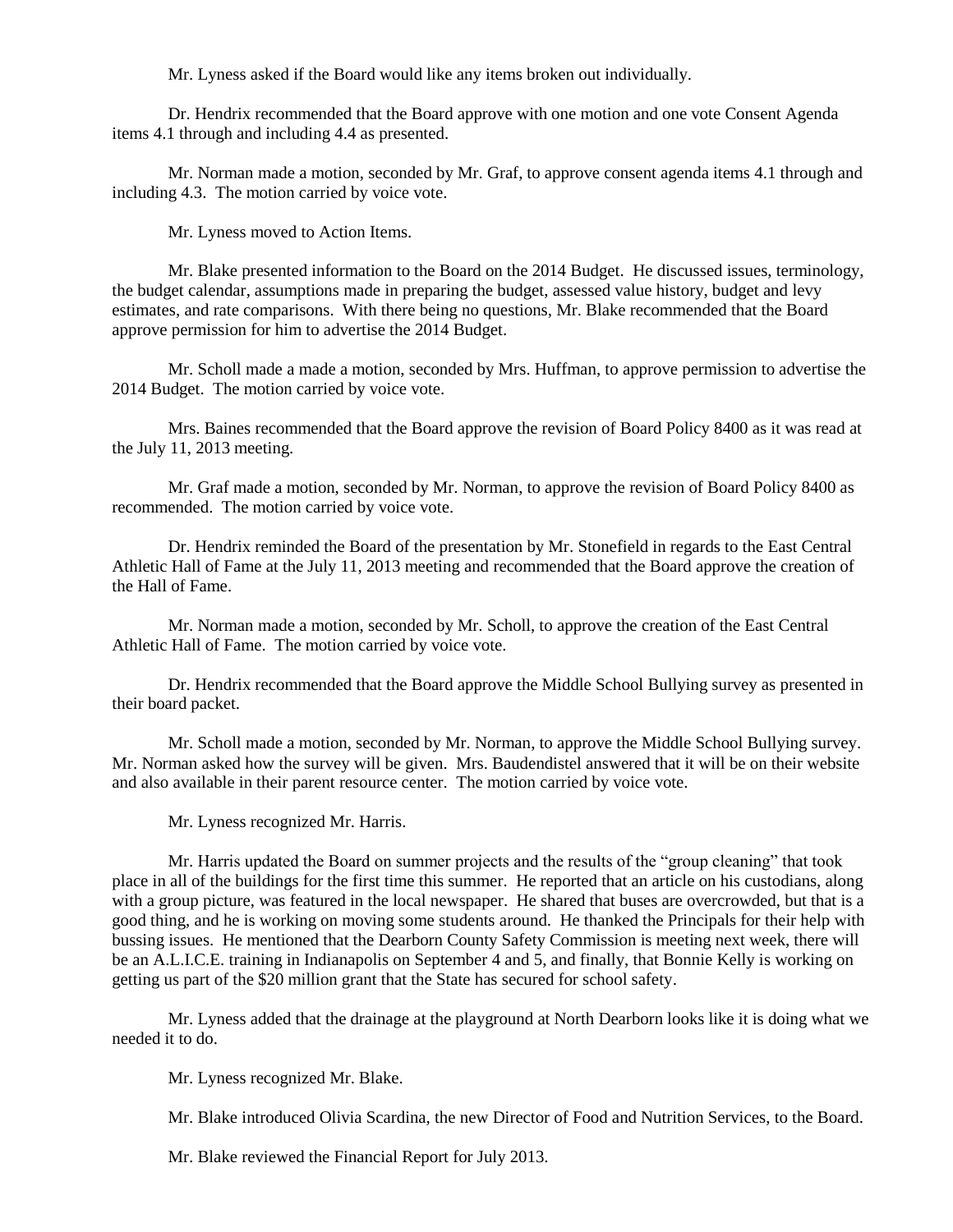Mr. Lyness asked if the Board would like any items broken out individually.

Dr. Hendrix recommended that the Board approve with one motion and one vote Consent Agenda items 4.1 through and including 4.4 as presented.

Mr. Norman made a motion, seconded by Mr. Graf, to approve consent agenda items 4.1 through and including 4.3. The motion carried by voice vote.

Mr. Lyness moved to Action Items.

Mr. Blake presented information to the Board on the 2014 Budget. He discussed issues, terminology, the budget calendar, assumptions made in preparing the budget, assessed value history, budget and levy estimates, and rate comparisons. With there being no questions, Mr. Blake recommended that the Board approve permission for him to advertise the 2014 Budget.

Mr. Scholl made a made a motion, seconded by Mrs. Huffman, to approve permission to advertise the 2014 Budget. The motion carried by voice vote.

Mrs. Baines recommended that the Board approve the revision of Board Policy 8400 as it was read at the July 11, 2013 meeting.

Mr. Graf made a motion, seconded by Mr. Norman, to approve the revision of Board Policy 8400 as recommended. The motion carried by voice vote.

Dr. Hendrix reminded the Board of the presentation by Mr. Stonefield in regards to the East Central Athletic Hall of Fame at the July 11, 2013 meeting and recommended that the Board approve the creation of the Hall of Fame.

Mr. Norman made a motion, seconded by Mr. Scholl, to approve the creation of the East Central Athletic Hall of Fame. The motion carried by voice vote.

Dr. Hendrix recommended that the Board approve the Middle School Bullying survey as presented in their board packet.

Mr. Scholl made a motion, seconded by Mr. Norman, to approve the Middle School Bullying survey. Mr. Norman asked how the survey will be given. Mrs. Baudendistel answered that it will be on their website and also available in their parent resource center. The motion carried by voice vote.

Mr. Lyness recognized Mr. Harris.

Mr. Harris updated the Board on summer projects and the results of the "group cleaning" that took place in all of the buildings for the first time this summer. He reported that an article on his custodians, along with a group picture, was featured in the local newspaper. He shared that buses are overcrowded, but that is a good thing, and he is working on moving some students around. He thanked the Principals for their help with bussing issues. He mentioned that the Dearborn County Safety Commission is meeting next week, there will be an A.L.I.C.E. training in Indianapolis on September 4 and 5, and finally, that Bonnie Kelly is working on getting us part of the $20 million grant that the State has secured for school safety.

Mr. Lyness added that the drainage at the playground at North Dearborn looks like it is doing what we needed it to do.

Mr. Lyness recognized Mr. Blake.

Mr. Blake introduced Olivia Scardina, the new Director of Food and Nutrition Services, to the Board.

Mr. Blake reviewed the Financial Report for July 2013.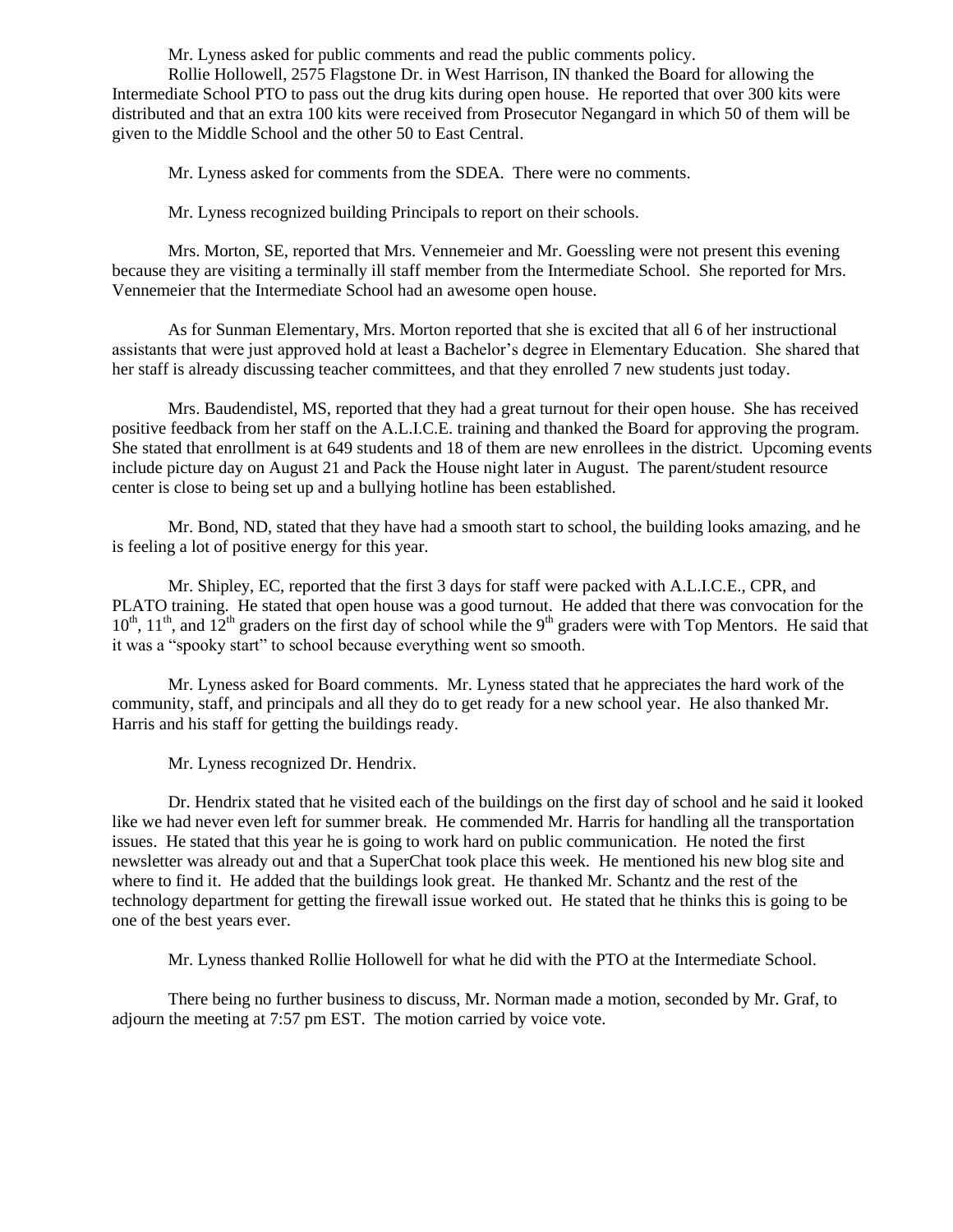Mr. Lyness asked for public comments and read the public comments policy.

Rollie Hollowell, 2575 Flagstone Dr. in West Harrison, IN thanked the Board for allowing the Intermediate School PTO to pass out the drug kits during open house. He reported that over 300 kits were distributed and that an extra 100 kits were received from Prosecutor Negangard in which 50 of them will be given to the Middle School and the other 50 to East Central.

Mr. Lyness asked for comments from the SDEA. There were no comments.

Mr. Lyness recognized building Principals to report on their schools.

Mrs. Morton, SE, reported that Mrs. Vennemeier and Mr. Goessling were not present this evening because they are visiting a terminally ill staff member from the Intermediate School. She reported for Mrs. Vennemeier that the Intermediate School had an awesome open house.

As for Sunman Elementary, Mrs. Morton reported that she is excited that all 6 of her instructional assistants that were just approved hold at least a Bachelor's degree in Elementary Education. She shared that her staff is already discussing teacher committees, and that they enrolled 7 new students just today.

Mrs. Baudendistel, MS, reported that they had a great turnout for their open house. She has received positive feedback from her staff on the A.L.I.C.E. training and thanked the Board for approving the program. She stated that enrollment is at 649 students and 18 of them are new enrollees in the district. Upcoming events include picture day on August 21 and Pack the House night later in August. The parent/student resource center is close to being set up and a bullying hotline has been established.

Mr. Bond, ND, stated that they have had a smooth start to school, the building looks amazing, and he is feeling a lot of positive energy for this year.

Mr. Shipley, EC, reported that the first 3 days for staff were packed with A.L.I.C.E., CPR, and PLATO training. He stated that open house was a good turnout. He added that there was convocation for the 10th, 11th, and 12th graders on the first day of school while the 9th graders were with Top Mentors. He said that it was a "spooky start" to school because everything went so smooth.

Mr. Lyness asked for Board comments. Mr. Lyness stated that he appreciates the hard work of the community, staff, and principals and all they do to get ready for a new school year. He also thanked Mr. Harris and his staff for getting the buildings ready.

Mr. Lyness recognized Dr. Hendrix.

Dr. Hendrix stated that he visited each of the buildings on the first day of school and he said it looked like we had never even left for summer break. He commended Mr. Harris for handling all the transportation issues. He stated that this year he is going to work hard on public communication. He noted the first newsletter was already out and that a SuperChat took place this week. He mentioned his new blog site and where to find it. He added that the buildings look great. He thanked Mr. Schantz and the rest of the technology department for getting the firewall issue worked out. He stated that he thinks this is going to be one of the best years ever.

Mr. Lyness thanked Rollie Hollowell for what he did with the PTO at the Intermediate School.

There being no further business to discuss, Mr. Norman made a motion, seconded by Mr. Graf, to adjourn the meeting at 7:57 pm EST. The motion carried by voice vote.